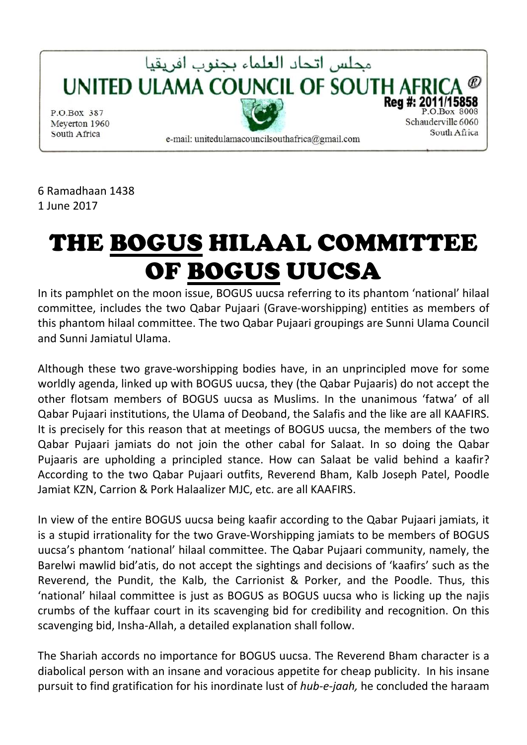مجلس اتحاد العلماء بجنوب افريقيا

**UNITED ULAMA COUNCIL OF SOUTH AFRICA ®**

**Reg #: 2011/15858**

P.O.Box 387
Meyerton 1960
South Africa

P.O.Box 8008
Schauderville 6060
South Africa

e-mail: unitedulamacouncilsouthafrica@gmail.com

6 Ramadhaan 1438
1 June 2017

# THE <u>BOGUS</u> HILAAL COMMITTEE OF <u>BOGUS</u> UUCSA

In its pamphlet on the moon issue, BOGUS uucsa referring to its phantom 'national' hilaal committee, includes the two Qabar Pujaari (Grave-worshipping) entities as members of this phantom hilaal committee. The two Qabar Pujaari groupings are Sunni Ulama Council and Sunni Jamiatul Ulama.

Although these two grave-worshipping bodies have, in an unprincipled move for some worldly agenda, linked up with BOGUS uucsa, they (the Qabar Pujaaris) do not accept the other flotsam members of BOGUS uucsa as Muslims. In the unanimous 'fatwa' of all Qabar Pujaari institutions, the Ulama of Deoband, the Salafis and the like are all KAAFIRS. It is precisely for this reason that at meetings of BOGUS uucsa, the members of the two Qabar Pujaari jamiats do not join the other cabal for Salaat. In so doing the Qabar Pujaaris are upholding a principled stance. How can Salaat be valid behind a kaafir? According to the two Qabar Pujaari outfits, Reverend Bham, Kalb Joseph Patel, Poodle Jamiat KZN, Carrion & Pork Halaalizer MJC, etc. are all KAAFIRS.

In view of the entire BOGUS uucsa being kaafir according to the Qabar Pujaari jamiats, it is a stupid irrationality for the two Grave-Worshipping jamiats to be members of BOGUS uucsa's phantom 'national' hilaal committee. The Qabar Pujaari community, namely, the Barelwi mawlid bid'atis, do not accept the sightings and decisions of 'kaafirs' such as the Reverend, the Pundit, the Kalb, the Carrionist & Porker, and the Poodle. Thus, this 'national' hilaal committee is just as BOGUS as BOGUS uucsa who is licking up the najis crumbs of the kuffaar court in its scavenging bid for credibility and recognition. On this scavenging bid, Insha-Allah, a detailed explanation shall follow.

The Shariah accords no importance for BOGUS uucsa. The Reverend Bham character is a diabolical person with an insane and voracious appetite for cheap publicity. In his insane pursuit to find gratification for his inordinate lust of *hub-e-jaah,* he concluded the haraam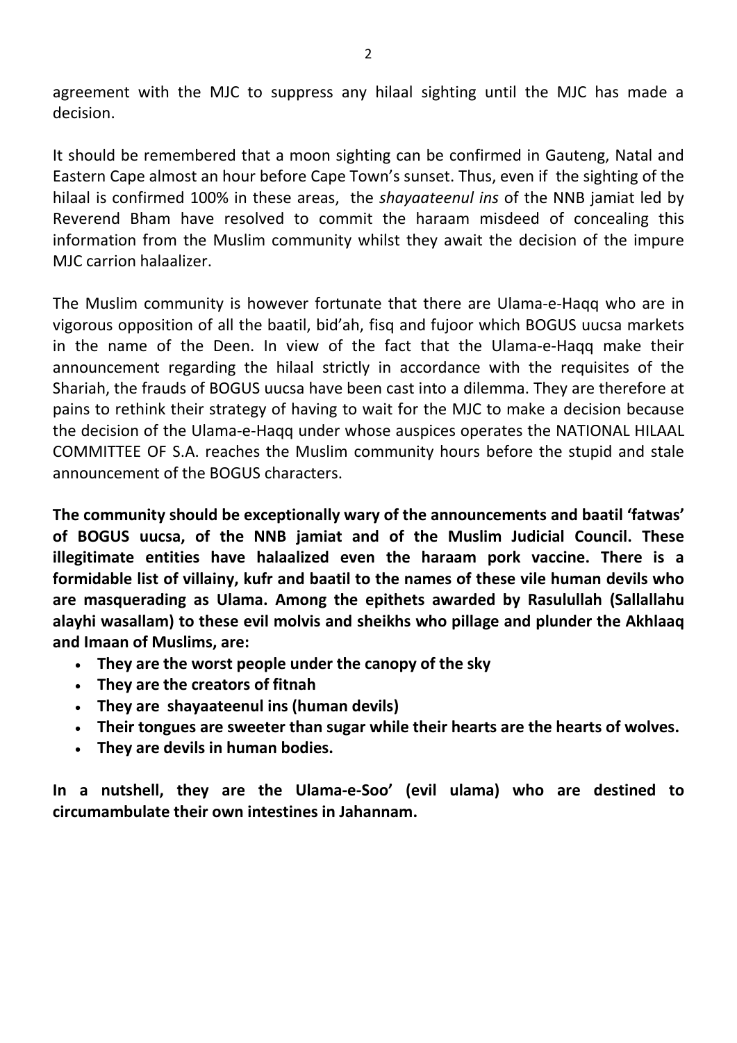agreement with the MJC to suppress any hilaal sighting until the MJC has made a decision.

It should be remembered that a moon sighting can be confirmed in Gauteng, Natal and Eastern Cape almost an hour before Cape Town's sunset. Thus, even if the sighting of the hilaal is confirmed 100% in these areas, the *shayaateenul ins* of the NNB jamiat led by Reverend Bham have resolved to commit the haraam misdeed of concealing this information from the Muslim community whilst they await the decision of the impure MJC carrion halaalizer.

The Muslim community is however fortunate that there are Ulama-e-Haqq who are in vigorous opposition of all the baatil, bid'ah, fisq and fujoor which BOGUS uucsa markets in the name of the Deen. In view of the fact that the Ulama-e-Haqq make their announcement regarding the hilaal strictly in accordance with the requisites of the Shariah, the frauds of BOGUS uucsa have been cast into a dilemma. They are therefore at pains to rethink their strategy of having to wait for the MJC to make a decision because the decision of the Ulama-e-Haqq under whose auspices operates the NATIONAL HILAAL COMMITTEE OF S.A. reaches the Muslim community hours before the stupid and stale announcement of the BOGUS characters.

**The community should be exceptionally wary of the announcements and baatil 'fatwas' of BOGUS uucsa, of the NNB jamiat and of the Muslim Judicial Council. These illegitimate entities have halaalized even the haraam pork vaccine. There is a formidable list of villainy, kufr and baatil to the names of these vile human devils who are masquerading as Ulama. Among the epithets awarded by Rasulullah (Sallallahu alayhi wasallam) to these evil molvis and sheikhs who pillage and plunder the Akhlaaq and Imaan of Muslims, are:**

- **They are the worst people under the canopy of the sky**
- **They are the creators of fitnah**
- **They are shayaateenul ins (human devils)**
- **Their tongues are sweeter than sugar while their hearts are the hearts of wolves.**
- **They are devils in human bodies.**

**In a nutshell, they are the Ulama-e-Soo' (evil ulama) who are destined to circumambulate their own intestines in Jahannam.**